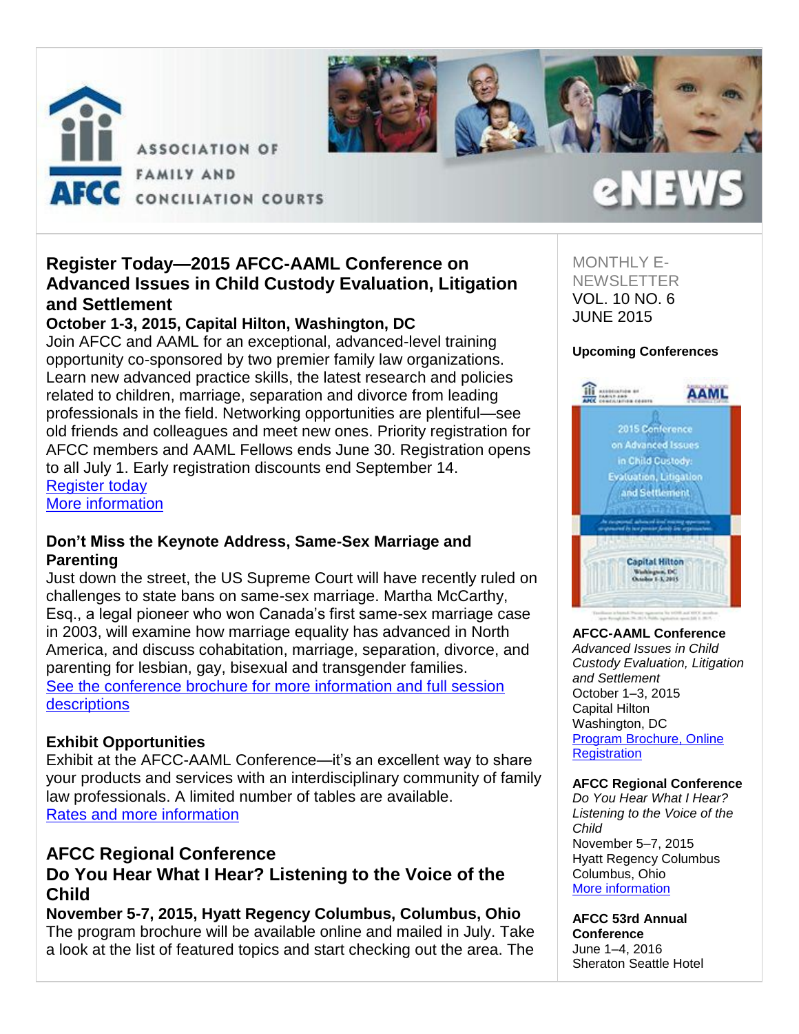ASSOCIATION OF FAMILY AND CONCILIATION COURTS

AFCC

eNEWS

## Register Today—2015 AFCC-AAML Conference on Advanced Issues in Child Custody Evaluation, Litigation and Settlement

**October 1-3, 2015, Capital Hilton, Washington, DC**

Join AFCC and AAML for an exceptional, advanced-level training opportunity co-sponsored by two premier family law organizations. Learn new advanced practice skills, the latest research and policies related to children, marriage, separation and divorce from leading professionals in the field. Networking opportunities are plentiful—see old friends and colleagues and meet new ones. Priority registration for AFCC members and AAML Fellows ends June 30. Registration opens to all July 1. Early registration discounts end September 14.

Register today

More information

### Don't Miss the Keynote Address, Same-Sex Marriage and Parenting

Just down the street, the US Supreme Court will have recently ruled on challenges to state bans on same-sex marriage. Martha McCarthy, Esq., a legal pioneer who won Canada's first same-sex marriage case in 2003, will examine how marriage equality has advanced in North America, and discuss cohabitation, marriage, separation, divorce, and parenting for lesbian, gay, bisexual and transgender families.

See the conference brochure for more information and full session descriptions

### Exhibit Opportunities

Exhibit at the AFCC-AAML Conference—it's an excellent way to share your products and services with an interdisciplinary community of family law professionals. A limited number of tables are available.

Rates and more information

## AFCC Regional Conference
## Do You Hear What I Hear? Listening to the Voice of the Child

**November 5-7, 2015, Hyatt Regency Columbus, Columbus, Ohio**

The program brochure will be available online and mailed in July. Take a look at the list of featured topics and start checking out the area. The

---

MONTHLY E-NEWSLETTER
VOL. 10 NO. 6
JUNE 2015

**Upcoming Conferences**

**AFCC-AAML Conference**
*Advanced Issues in Child Custody Evaluation, Litigation and Settlement*
October 1–3, 2015
Capital Hilton
Washington, DC
Program Brochure, Online Registration

**AFCC Regional Conference**
*Do You Hear What I Hear? Listening to the Voice of the Child*
November 5–7, 2015
Hyatt Regency Columbus
Columbus, Ohio
More information

**AFCC 53rd Annual Conference**
June 1–4, 2016
Sheraton Seattle Hotel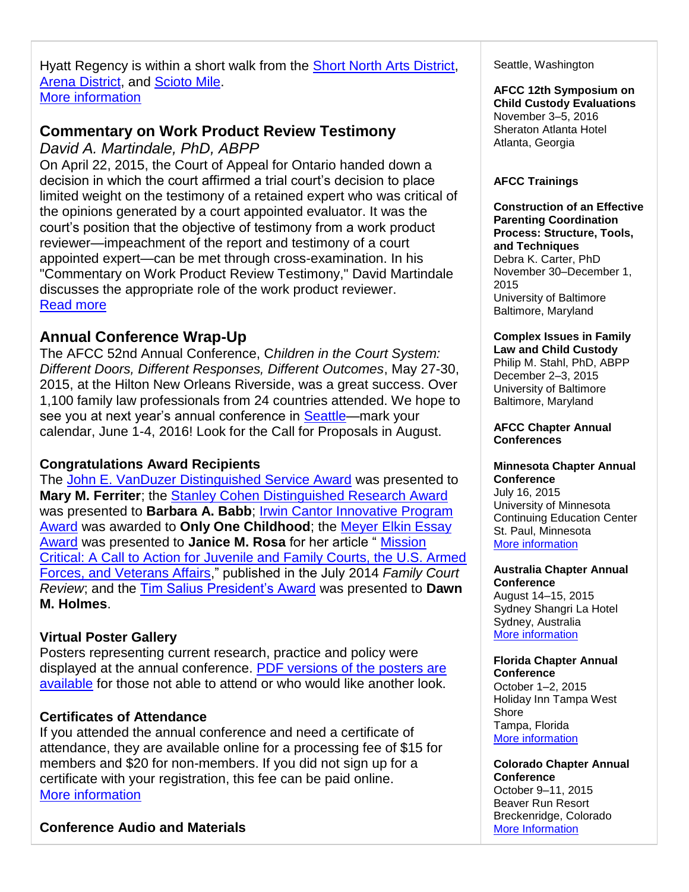Hyatt Regency is within a short walk from the Short North Arts District, Arena District, and Scioto Mile.
More information

## Commentary on Work Product Review Testimony

*David A. Martindale, PhD, ABPP*

On April 22, 2015, the Court of Appeal for Ontario handed down a decision in which the court affirmed a trial court's decision to place limited weight on the testimony of a retained expert who was critical of the opinions generated by a court appointed evaluator. It was the court's position that the objective of testimony from a work product reviewer—impeachment of the report and testimony of a court appointed expert—can be met through cross-examination. In his "Commentary on Work Product Review Testimony," David Martindale discusses the appropriate role of the work product reviewer.
Read more

## Annual Conference Wrap-Up

The AFCC 52nd Annual Conference, C*hildren in the Court System: Different Doors, Different Responses, Different Outcomes*, May 27-30, 2015, at the Hilton New Orleans Riverside, was a great success. Over 1,100 family law professionals from 24 countries attended. We hope to see you at next year's annual conference in Seattle—mark your calendar, June 1-4, 2016! Look for the Call for Proposals in August.

### Congratulations Award Recipients

The John E. VanDuzer Distinguished Service Award was presented to **Mary M. Ferriter**; the Stanley Cohen Distinguished Research Award was presented to **Barbara A. Babb**; Irwin Cantor Innovative Program Award was awarded to **Only One Childhood**; the Meyer Elkin Essay Award was presented to **Janice M. Rosa** for her article " Mission Critical: A Call to Action for Juvenile and Family Courts, the U.S. Armed Forces, and Veterans Affairs," published in the July 2014 *Family Court Review*; and the Tim Salius President's Award was presented to **Dawn M. Holmes**.

### Virtual Poster Gallery

Posters representing current research, practice and policy were displayed at the annual conference. PDF versions of the posters are available for those not able to attend or who would like another look.

### Certificates of Attendance

If you attended the annual conference and need a certificate of attendance, they are available online for a processing fee of $15 for members and $20 for non-members. If you did not sign up for a certificate with your registration, this fee can be paid online.
More information

### Conference Audio and Materials

Seattle, Washington

**AFCC 12th Symposium on Child Custody Evaluations**
November 3–5, 2016
Sheraton Atlanta Hotel
Atlanta, Georgia

**AFCC Trainings**

**Construction of an Effective Parenting Coordination Process: Structure, Tools, and Techniques**
Debra K. Carter, PhD
November 30–December 1, 2015
University of Baltimore
Baltimore, Maryland

**Complex Issues in Family Law and Child Custody**
Philip M. Stahl, PhD, ABPP
December 2–3, 2015
University of Baltimore
Baltimore, Maryland

**AFCC Chapter Annual Conferences**

**Minnesota Chapter Annual Conference**
July 16, 2015
University of Minnesota Continuing Education Center
St. Paul, Minnesota
More information

**Australia Chapter Annual Conference**
August 14–15, 2015
Sydney Shangri La Hotel
Sydney, Australia
More information

**Florida Chapter Annual Conference**
October 1–2, 2015
Holiday Inn Tampa West Shore
Tampa, Florida
More information

**Colorado Chapter Annual Conference**
October 9–11, 2015
Beaver Run Resort
Breckenridge, Colorado
More Information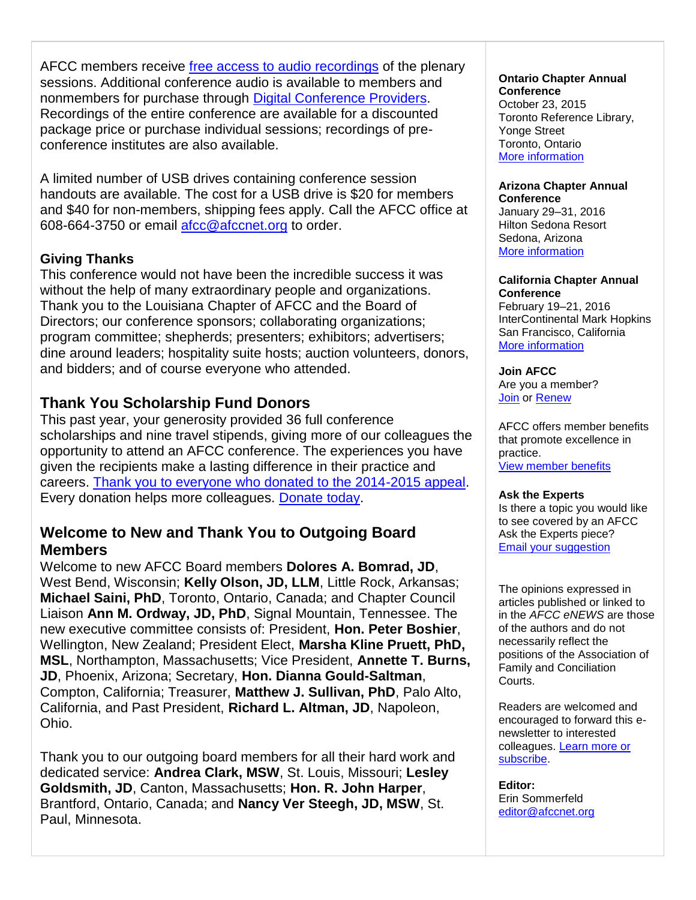AFCC members receive free access to audio recordings of the plenary sessions. Additional conference audio is available to members and nonmembers for purchase through Digital Conference Providers. Recordings of the entire conference are available for a discounted package price or purchase individual sessions; recordings of pre-conference institutes are also available.

A limited number of USB drives containing conference session handouts are available. The cost for a USB drive is $20 for members and $40 for non-members, shipping fees apply. Call the AFCC office at 608-664-3750 or email afcc@afccnet.org to order.

**Giving Thanks**

This conference would not have been the incredible success it was without the help of many extraordinary people and organizations. Thank you to the Louisiana Chapter of AFCC and the Board of Directors; our conference sponsors; collaborating organizations; program committee; shepherds; presenters; exhibitors; advertisers; dine around leaders; hospitality suite hosts; auction volunteers, donors, and bidders; and of course everyone who attended.

## Thank You Scholarship Fund Donors

This past year, your generosity provided 36 full conference scholarships and nine travel stipends, giving more of our colleagues the opportunity to attend an AFCC conference. The experiences you have given the recipients make a lasting difference in their practice and careers. Thank you to everyone who donated to the 2014-2015 appeal. Every donation helps more colleagues. Donate today.

## Welcome to New and Thank You to Outgoing Board Members

Welcome to new AFCC Board members **Dolores A. Bomrad, JD**, West Bend, Wisconsin; **Kelly Olson, JD, LLM**, Little Rock, Arkansas; **Michael Saini, PhD**, Toronto, Ontario, Canada; and Chapter Council Liaison **Ann M. Ordway, JD, PhD**, Signal Mountain, Tennessee. The new executive committee consists of: President, **Hon. Peter Boshier**, Wellington, New Zealand; President Elect, **Marsha Kline Pruett, PhD, MSL**, Northampton, Massachusetts; Vice President, **Annette T. Burns, JD**, Phoenix, Arizona; Secretary, **Hon. Dianna Gould-Saltman**, Compton, California; Treasurer, **Matthew J. Sullivan, PhD**, Palo Alto, California, and Past President, **Richard L. Altman, JD**, Napoleon, Ohio.

Thank you to our outgoing board members for all their hard work and dedicated service: **Andrea Clark, MSW**, St. Louis, Missouri; **Lesley Goldsmith, JD**, Canton, Massachusetts; **Hon. R. John Harper**, Brantford, Ontario, Canada; and **Nancy Ver Steegh, JD, MSW**, St. Paul, Minnesota.

**Ontario Chapter Annual Conference**
October 23, 2015
Toronto Reference Library, Yonge Street
Toronto, Ontario
More information

**Arizona Chapter Annual Conference**
January 29–31, 2016
Hilton Sedona Resort
Sedona, Arizona
More information

**California Chapter Annual Conference**
February 19–21, 2016
InterContinental Mark Hopkins
San Francisco, California
More information

**Join AFCC**
Are you a member?
Join or Renew

AFCC offers member benefits that promote excellence in practice.
View member benefits

**Ask the Experts**
Is there a topic you would like to see covered by an AFCC Ask the Experts piece?
Email your suggestion

The opinions expressed in articles published or linked to in the *AFCC eNEWS* are those of the authors and do not necessarily reflect the positions of the Association of Family and Conciliation Courts.

Readers are welcomed and encouraged to forward this e-newsletter to interested colleagues. Learn more or subscribe.

**Editor:**
Erin Sommerfeld
editor@afccnet.org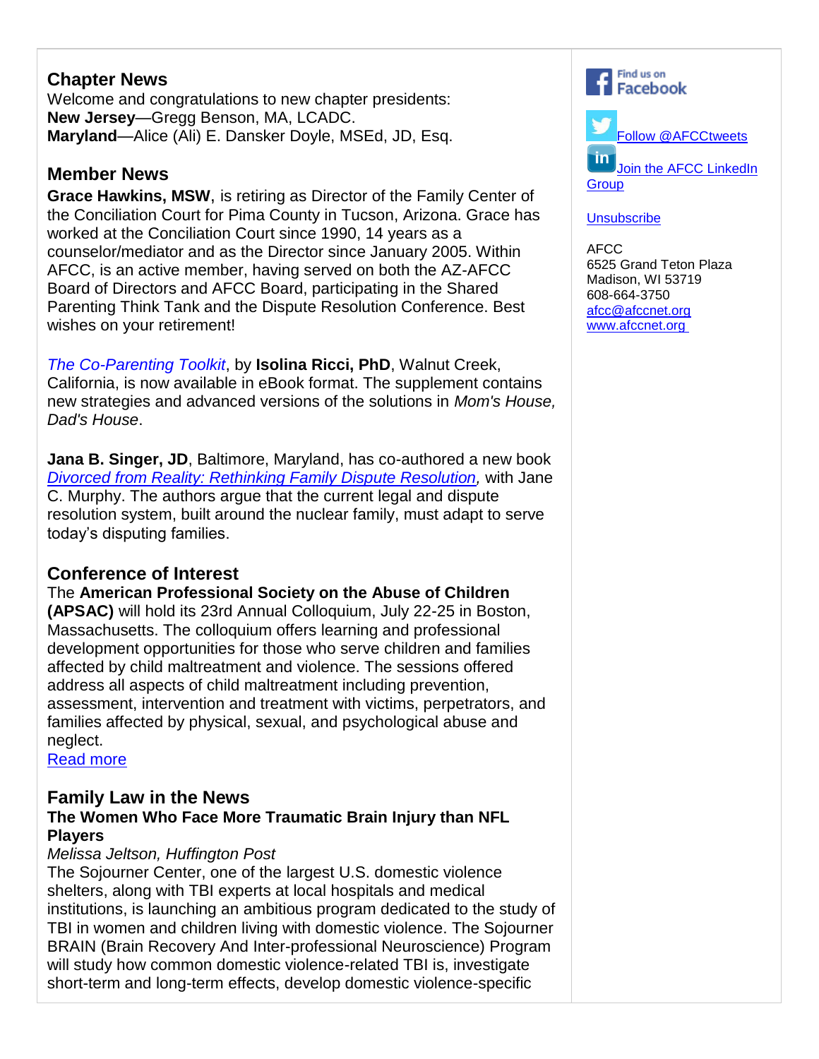## Chapter News

Welcome and congratulations to new chapter presidents:
**New Jersey**—Gregg Benson, MA, LCADC.
**Maryland**—Alice (Ali) E. Dansker Doyle, MSEd, JD, Esq.

## Member News

**Grace Hawkins, MSW**, is retiring as Director of the Family Center of the Conciliation Court for Pima County in Tucson, Arizona. Grace has worked at the Conciliation Court since 1990, 14 years as a counselor/mediator and as the Director since January 2005. Within AFCC, is an active member, having served on both the AZ-AFCC Board of Directors and AFCC Board, participating in the Shared Parenting Think Tank and the Dispute Resolution Conference. Best wishes on your retirement!

*The Co-Parenting Toolkit*, by **Isolina Ricci, PhD**, Walnut Creek, California, is now available in eBook format. The supplement contains new strategies and advanced versions of the solutions in *Mom's House, Dad's House*.

**Jana B. Singer, JD**, Baltimore, Maryland, has co-authored a new book *Divorced from Reality: Rethinking Family Dispute Resolution,* with Jane C. Murphy. The authors argue that the current legal and dispute resolution system, built around the nuclear family, must adapt to serve today's disputing families.

## Conference of Interest

The **American Professional Society on the Abuse of Children (APSAC)** will hold its 23rd Annual Colloquium, July 22-25 in Boston, Massachusetts. The colloquium offers learning and professional development opportunities for those who serve children and families affected by child maltreatment and violence. The sessions offered address all aspects of child maltreatment including prevention, assessment, intervention and treatment with victims, perpetrators, and families affected by physical, sexual, and psychological abuse and neglect.
Read more

## Family Law in the News

### The Women Who Face More Traumatic Brain Injury than NFL Players

*Melissa Jeltson, Huffington Post*

The Sojourner Center, one of the largest U.S. domestic violence shelters, along with TBI experts at local hospitals and medical institutions, is launching an ambitious program dedicated to the study of TBI in women and children living with domestic violence. The Sojourner BRAIN (Brain Recovery And Inter-professional Neuroscience) Program will study how common domestic violence-related TBI is, investigate short-term and long-term effects, develop domestic violence-specific

Find us on Facebook

Follow @AFCCtweets

Join the AFCC LinkedIn Group

Unsubscribe

AFCC
6525 Grand Teton Plaza
Madison, WI 53719
608-664-3750
afcc@afccnet.org
www.afccnet.org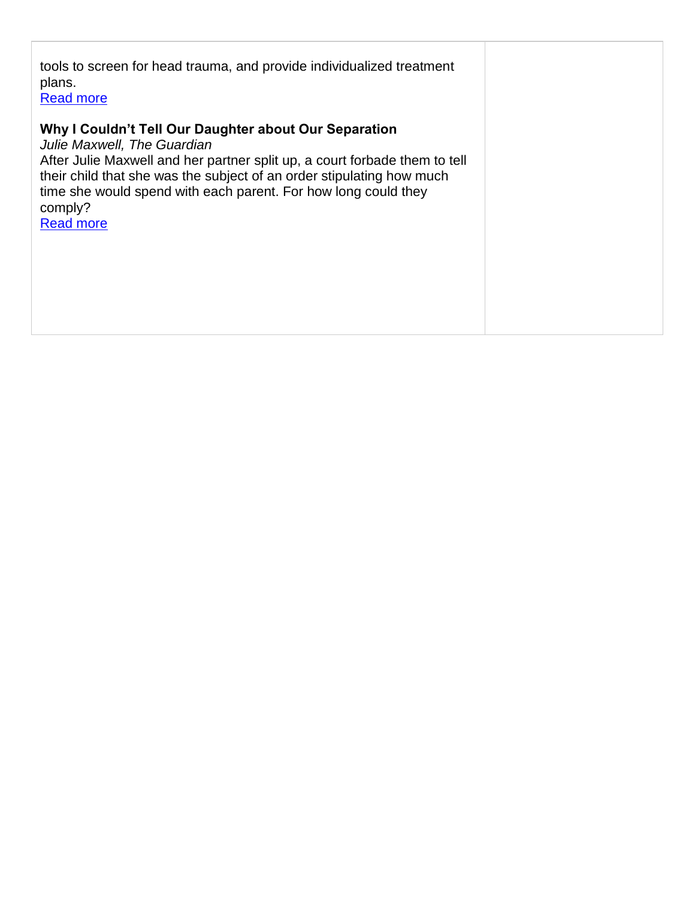tools to screen for head trauma, and provide individualized treatment plans.
Read more

**Why I Couldn't Tell Our Daughter about Our Separation**
*Julie Maxwell, The Guardian*
After Julie Maxwell and her partner split up, a court forbade them to tell their child that she was the subject of an order stipulating how much time she would spend with each parent. For how long could they comply?
Read more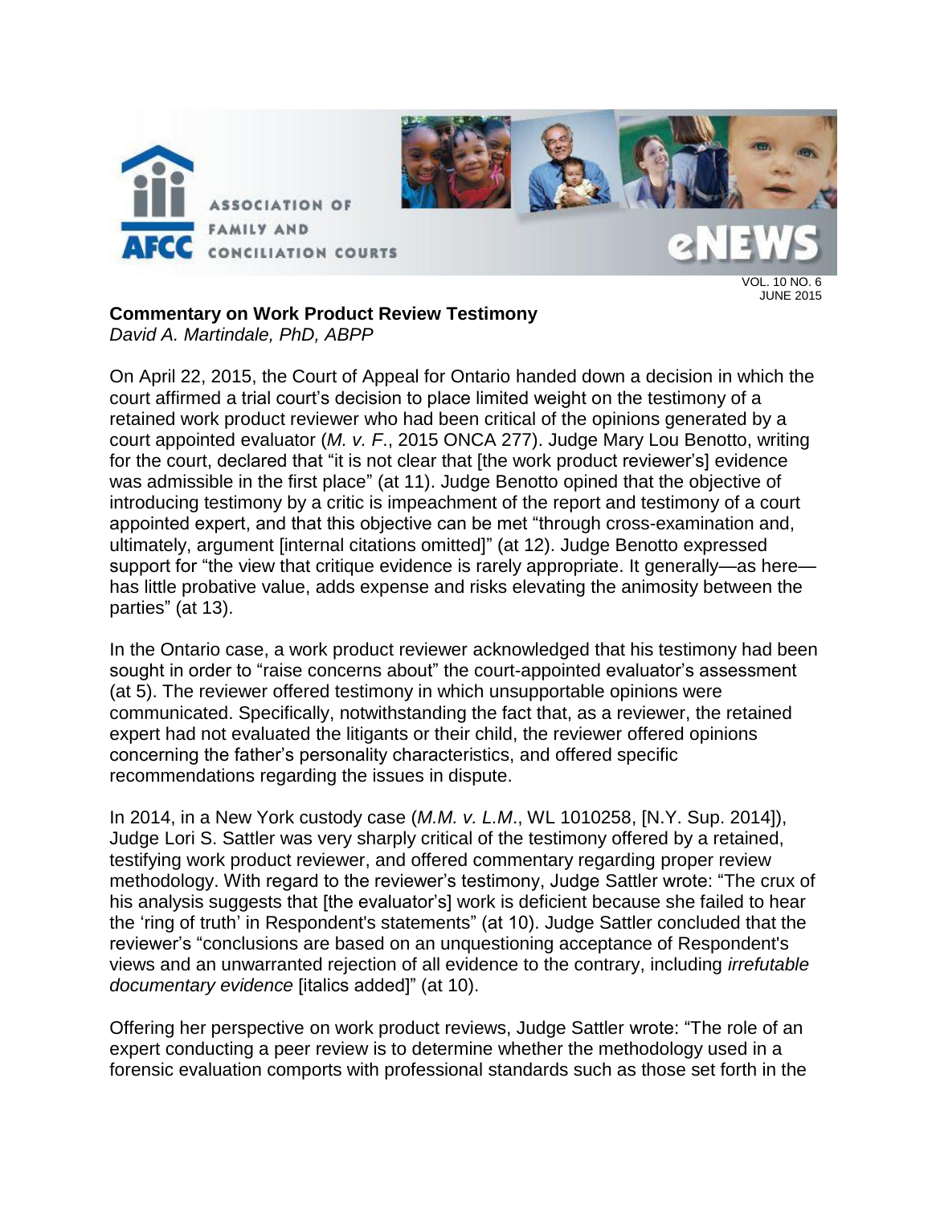### Commentary on Work Product Review Testimony

*David A. Martindale, PhD, ABPP*

On April 22, 2015, the Court of Appeal for Ontario handed down a decision in which the court affirmed a trial court's decision to place limited weight on the testimony of a retained work product reviewer who had been critical of the opinions generated by a court appointed evaluator (*M. v. F.*, 2015 ONCA 277). Judge Mary Lou Benotto, writing for the court, declared that "it is not clear that [the work product reviewer's] evidence was admissible in the first place" (at 11). Judge Benotto opined that the objective of introducing testimony by a critic is impeachment of the report and testimony of a court appointed expert, and that this objective can be met "through cross-examination and, ultimately, argument [internal citations omitted]" (at 12). Judge Benotto expressed support for "the view that critique evidence is rarely appropriate. It generally—as here—has little probative value, adds expense and risks elevating the animosity between the parties" (at 13).

In the Ontario case, a work product reviewer acknowledged that his testimony had been sought in order to "raise concerns about" the court-appointed evaluator's assessment (at 5). The reviewer offered testimony in which unsupportable opinions were communicated. Specifically, notwithstanding the fact that, as a reviewer, the retained expert had not evaluated the litigants or their child, the reviewer offered opinions concerning the father's personality characteristics, and offered specific recommendations regarding the issues in dispute.

In 2014, in a New York custody case (*M.M. v. L.M.*, WL 1010258, [N.Y. Sup. 2014]), Judge Lori S. Sattler was very sharply critical of the testimony offered by a retained, testifying work product reviewer, and offered commentary regarding proper review methodology. With regard to the reviewer's testimony, Judge Sattler wrote: "The crux of his analysis suggests that [the evaluator's] work is deficient because she failed to hear the 'ring of truth' in Respondent's statements" (at 10). Judge Sattler concluded that the reviewer's "conclusions are based on an unquestioning acceptance of Respondent's views and an unwarranted rejection of all evidence to the contrary, including *irrefutable documentary evidence* [italics added]" (at 10).

Offering her perspective on work product reviews, Judge Sattler wrote: "The role of an expert conducting a peer review is to determine whether the methodology used in a forensic evaluation comports with professional standards such as those set forth in the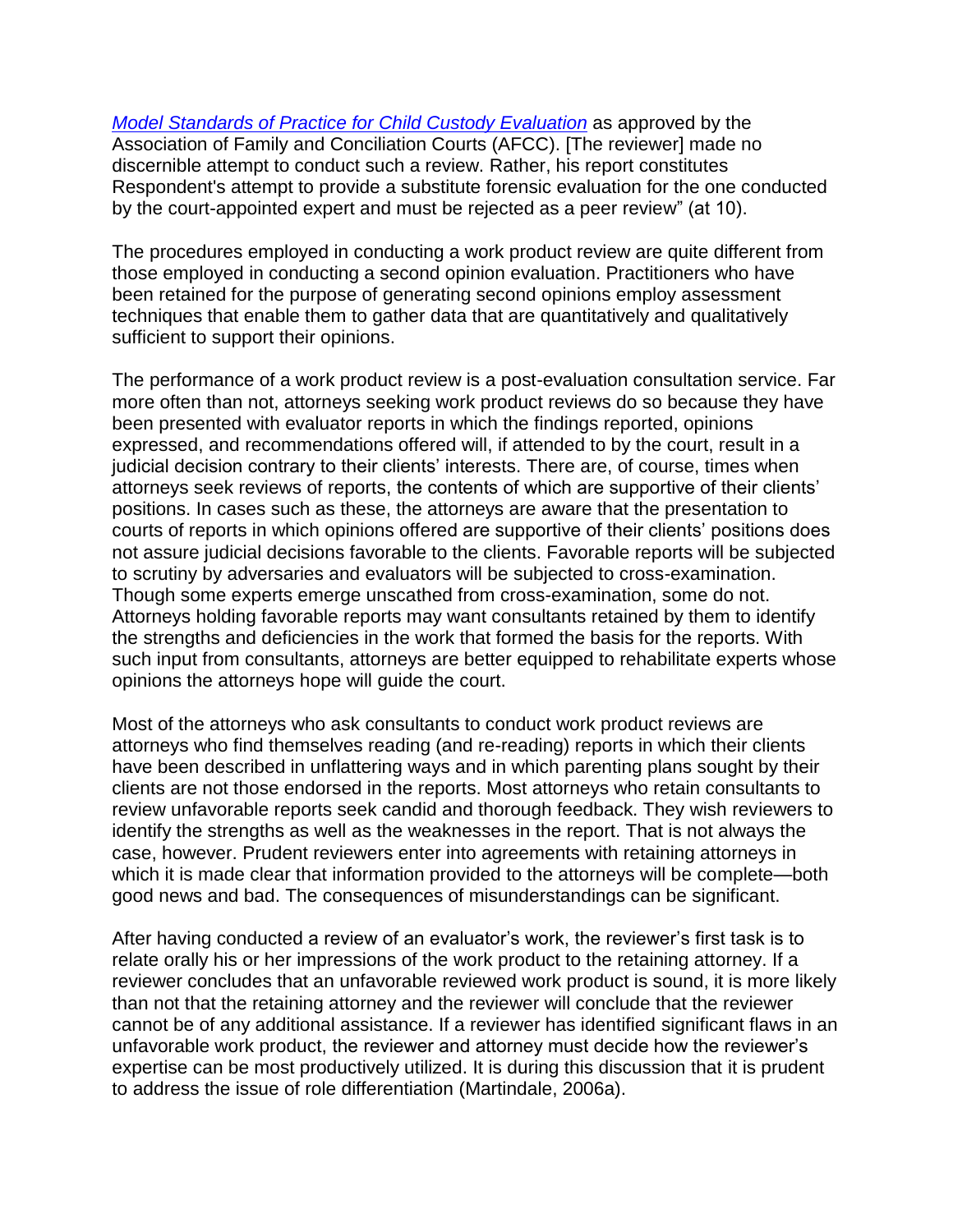*Model Standards of Practice for Child Custody Evaluation* as approved by the Association of Family and Conciliation Courts (AFCC). [The reviewer] made no discernible attempt to conduct such a review. Rather, his report constitutes Respondent's attempt to provide a substitute forensic evaluation for the one conducted by the court-appointed expert and must be rejected as a peer review" (at 10).

The procedures employed in conducting a work product review are quite different from those employed in conducting a second opinion evaluation. Practitioners who have been retained for the purpose of generating second opinions employ assessment techniques that enable them to gather data that are quantitatively and qualitatively sufficient to support their opinions.

The performance of a work product review is a post-evaluation consultation service. Far more often than not, attorneys seeking work product reviews do so because they have been presented with evaluator reports in which the findings reported, opinions expressed, and recommendations offered will, if attended to by the court, result in a judicial decision contrary to their clients' interests. There are, of course, times when attorneys seek reviews of reports, the contents of which are supportive of their clients' positions. In cases such as these, the attorneys are aware that the presentation to courts of reports in which opinions offered are supportive of their clients' positions does not assure judicial decisions favorable to the clients. Favorable reports will be subjected to scrutiny by adversaries and evaluators will be subjected to cross-examination. Though some experts emerge unscathed from cross-examination, some do not. Attorneys holding favorable reports may want consultants retained by them to identify the strengths and deficiencies in the work that formed the basis for the reports. With such input from consultants, attorneys are better equipped to rehabilitate experts whose opinions the attorneys hope will guide the court.

Most of the attorneys who ask consultants to conduct work product reviews are attorneys who find themselves reading (and re-reading) reports in which their clients have been described in unflattering ways and in which parenting plans sought by their clients are not those endorsed in the reports. Most attorneys who retain consultants to review unfavorable reports seek candid and thorough feedback. They wish reviewers to identify the strengths as well as the weaknesses in the report. That is not always the case, however. Prudent reviewers enter into agreements with retaining attorneys in which it is made clear that information provided to the attorneys will be complete—both good news and bad. The consequences of misunderstandings can be significant.

After having conducted a review of an evaluator's work, the reviewer's first task is to relate orally his or her impressions of the work product to the retaining attorney. If a reviewer concludes that an unfavorable reviewed work product is sound, it is more likely than not that the retaining attorney and the reviewer will conclude that the reviewer cannot be of any additional assistance. If a reviewer has identified significant flaws in an unfavorable work product, the reviewer and attorney must decide how the reviewer's expertise can be most productively utilized. It is during this discussion that it is prudent to address the issue of role differentiation (Martindale, 2006a).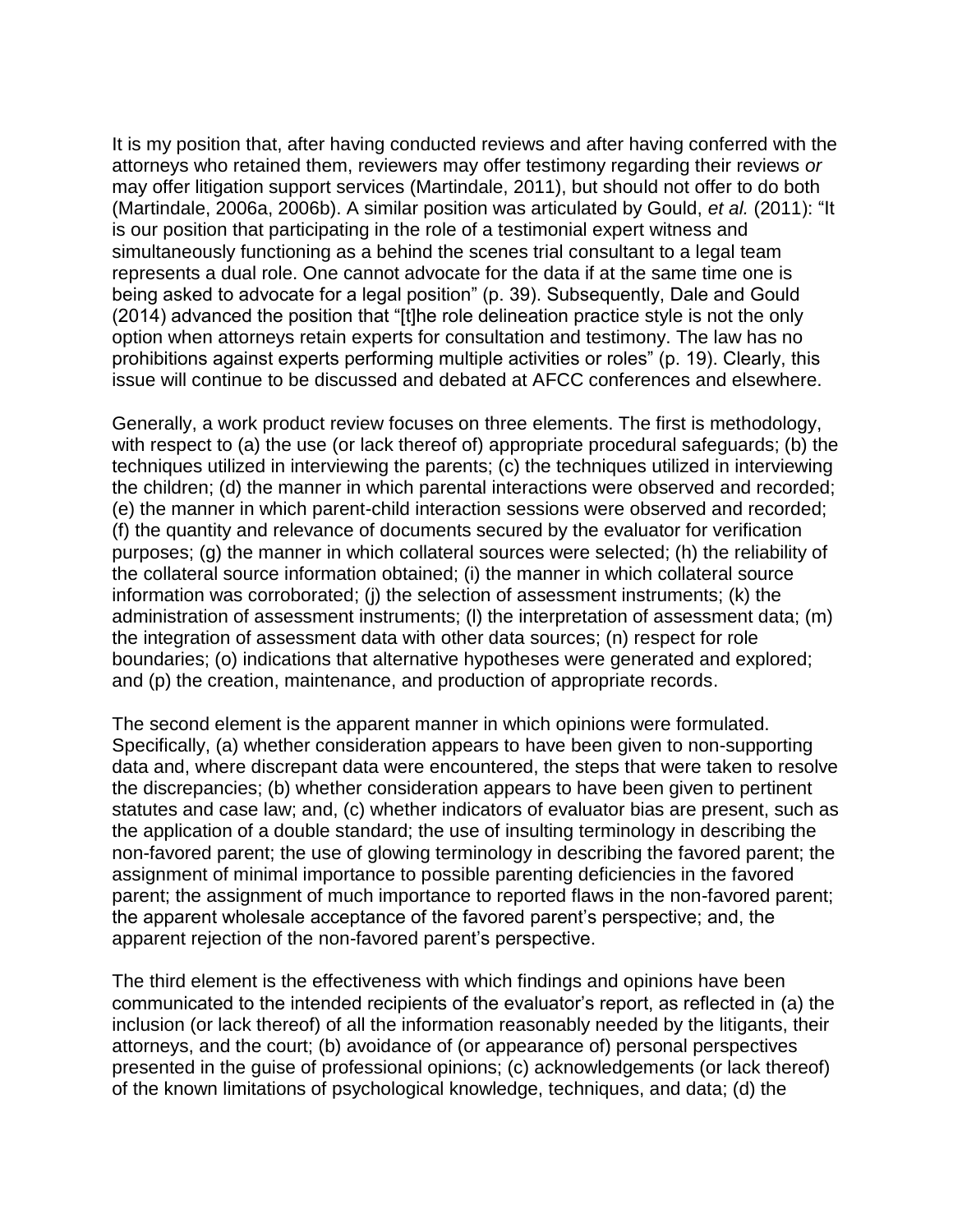It is my position that, after having conducted reviews and after having conferred with the attorneys who retained them, reviewers may offer testimony regarding their reviews *or* may offer litigation support services (Martindale, 2011), but should not offer to do both (Martindale, 2006a, 2006b). A similar position was articulated by Gould, *et al.* (2011): "It is our position that participating in the role of a testimonial expert witness and simultaneously functioning as a behind the scenes trial consultant to a legal team represents a dual role. One cannot advocate for the data if at the same time one is being asked to advocate for a legal position" (p. 39). Subsequently, Dale and Gould (2014) advanced the position that "[t]he role delineation practice style is not the only option when attorneys retain experts for consultation and testimony. The law has no prohibitions against experts performing multiple activities or roles" (p. 19). Clearly, this issue will continue to be discussed and debated at AFCC conferences and elsewhere.

Generally, a work product review focuses on three elements. The first is methodology, with respect to (a) the use (or lack thereof of) appropriate procedural safeguards; (b) the techniques utilized in interviewing the parents; (c) the techniques utilized in interviewing the children; (d) the manner in which parental interactions were observed and recorded; (e) the manner in which parent-child interaction sessions were observed and recorded; (f) the quantity and relevance of documents secured by the evaluator for verification purposes; (g) the manner in which collateral sources were selected; (h) the reliability of the collateral source information obtained; (i) the manner in which collateral source information was corroborated; (j) the selection of assessment instruments; (k) the administration of assessment instruments; (l) the interpretation of assessment data; (m) the integration of assessment data with other data sources; (n) respect for role boundaries; (o) indications that alternative hypotheses were generated and explored; and (p) the creation, maintenance, and production of appropriate records.

The second element is the apparent manner in which opinions were formulated. Specifically, (a) whether consideration appears to have been given to non-supporting data and, where discrepant data were encountered, the steps that were taken to resolve the discrepancies; (b) whether consideration appears to have been given to pertinent statutes and case law; and, (c) whether indicators of evaluator bias are present, such as the application of a double standard; the use of insulting terminology in describing the non-favored parent; the use of glowing terminology in describing the favored parent; the assignment of minimal importance to possible parenting deficiencies in the favored parent; the assignment of much importance to reported flaws in the non-favored parent; the apparent wholesale acceptance of the favored parent's perspective; and, the apparent rejection of the non-favored parent's perspective.

The third element is the effectiveness with which findings and opinions have been communicated to the intended recipients of the evaluator's report, as reflected in (a) the inclusion (or lack thereof) of all the information reasonably needed by the litigants, their attorneys, and the court; (b) avoidance of (or appearance of) personal perspectives presented in the guise of professional opinions; (c) acknowledgements (or lack thereof) of the known limitations of psychological knowledge, techniques, and data; (d) the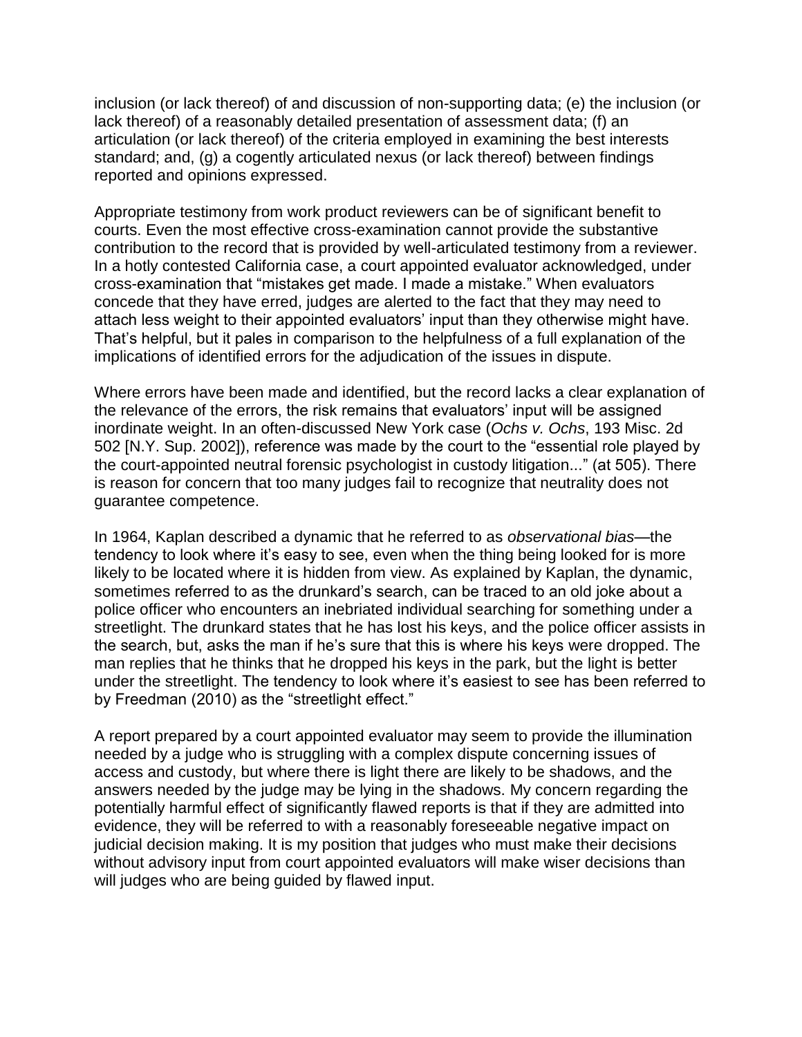inclusion (or lack thereof) of and discussion of non-supporting data; (e) the inclusion (or lack thereof) of a reasonably detailed presentation of assessment data; (f) an articulation (or lack thereof) of the criteria employed in examining the best interests standard; and, (g) a cogently articulated nexus (or lack thereof) between findings reported and opinions expressed.

Appropriate testimony from work product reviewers can be of significant benefit to courts. Even the most effective cross-examination cannot provide the substantive contribution to the record that is provided by well-articulated testimony from a reviewer. In a hotly contested California case, a court appointed evaluator acknowledged, under cross-examination that "mistakes get made. I made a mistake." When evaluators concede that they have erred, judges are alerted to the fact that they may need to attach less weight to their appointed evaluators' input than they otherwise might have. That's helpful, but it pales in comparison to the helpfulness of a full explanation of the implications of identified errors for the adjudication of the issues in dispute.

Where errors have been made and identified, but the record lacks a clear explanation of the relevance of the errors, the risk remains that evaluators' input will be assigned inordinate weight. In an often-discussed New York case (*Ochs v. Ochs*, 193 Misc. 2d 502 [N.Y. Sup. 2002]), reference was made by the court to the "essential role played by the court-appointed neutral forensic psychologist in custody litigation..." (at 505). There is reason for concern that too many judges fail to recognize that neutrality does not guarantee competence.

In 1964, Kaplan described a dynamic that he referred to as *observational bias*—the tendency to look where it's easy to see, even when the thing being looked for is more likely to be located where it is hidden from view. As explained by Kaplan, the dynamic, sometimes referred to as the drunkard's search, can be traced to an old joke about a police officer who encounters an inebriated individual searching for something under a streetlight. The drunkard states that he has lost his keys, and the police officer assists in the search, but, asks the man if he's sure that this is where his keys were dropped. The man replies that he thinks that he dropped his keys in the park, but the light is better under the streetlight. The tendency to look where it's easiest to see has been referred to by Freedman (2010) as the "streetlight effect."

A report prepared by a court appointed evaluator may seem to provide the illumination needed by a judge who is struggling with a complex dispute concerning issues of access and custody, but where there is light there are likely to be shadows, and the answers needed by the judge may be lying in the shadows. My concern regarding the potentially harmful effect of significantly flawed reports is that if they are admitted into evidence, they will be referred to with a reasonably foreseeable negative impact on judicial decision making. It is my position that judges who must make their decisions without advisory input from court appointed evaluators will make wiser decisions than will judges who are being guided by flawed input.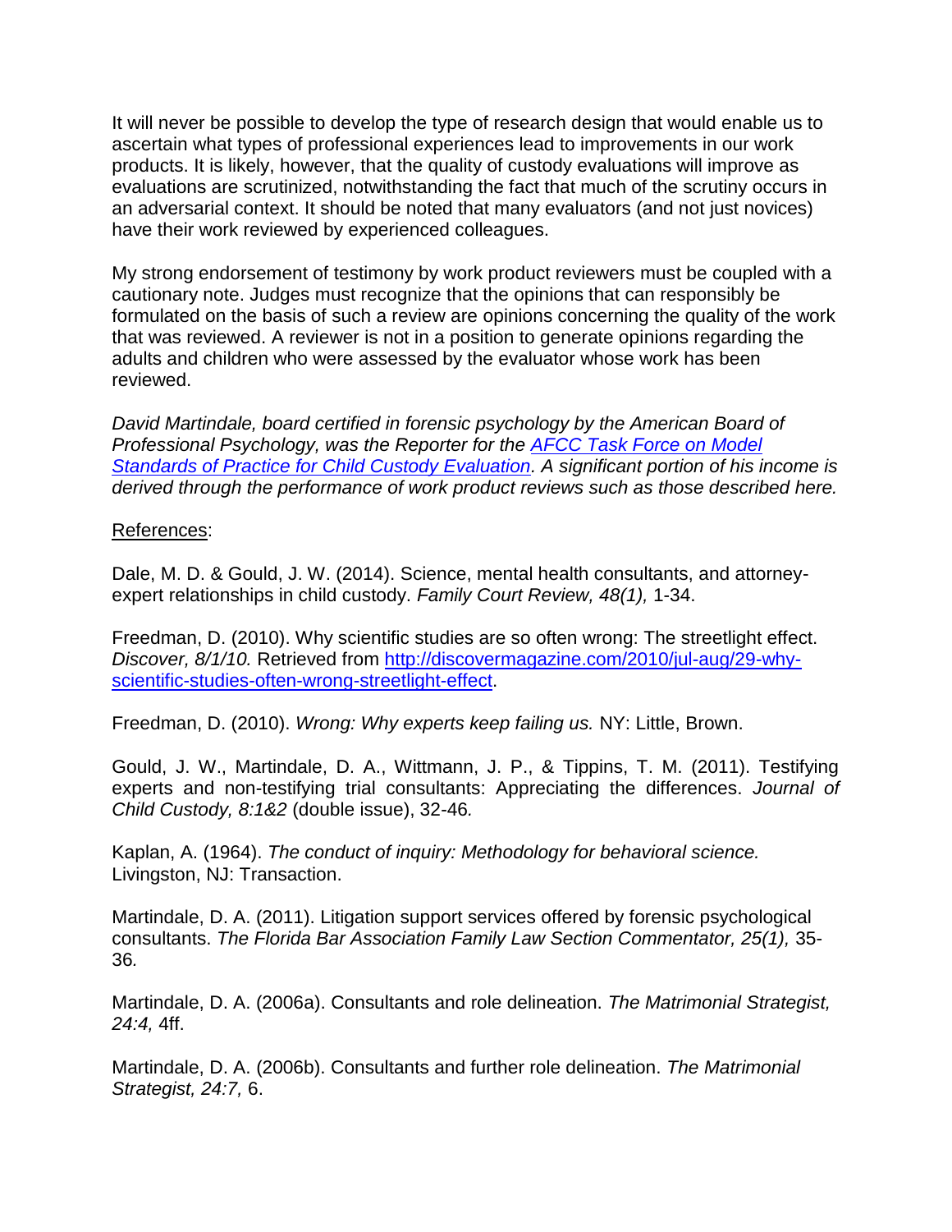It will never be possible to develop the type of research design that would enable us to ascertain what types of professional experiences lead to improvements in our work products. It is likely, however, that the quality of custody evaluations will improve as evaluations are scrutinized, notwithstanding the fact that much of the scrutiny occurs in an adversarial context. It should be noted that many evaluators (and not just novices) have their work reviewed by experienced colleagues.

My strong endorsement of testimony by work product reviewers must be coupled with a cautionary note. Judges must recognize that the opinions that can responsibly be formulated on the basis of such a review are opinions concerning the quality of the work that was reviewed. A reviewer is not in a position to generate opinions regarding the adults and children who were assessed by the evaluator whose work has been reviewed.

*David Martindale, board certified in forensic psychology by the American Board of Professional Psychology, was the Reporter for the [AFCC Task Force on Model Standards of Practice for Child Custody Evaluation](). A significant portion of his income is derived through the performance of work product reviews such as those described here.*

References:

Dale, M. D. & Gould, J. W. (2014). Science, mental health consultants, and attorney-expert relationships in child custody. *Family Court Review, 48(1),* 1-34.

Freedman, D. (2010). Why scientific studies are so often wrong: The streetlight effect. *Discover, 8/1/10.* Retrieved from http://discovermagazine.com/2010/jul-aug/29-why-scientific-studies-often-wrong-streetlight-effect.

Freedman, D. (2010). *Wrong: Why experts keep failing us.* NY: Little, Brown.

Gould, J. W., Martindale, D. A., Wittmann, J. P., & Tippins, T. M. (2011). Testifying experts and non-testifying trial consultants: Appreciating the differences. *Journal of Child Custody, 8:1&2* (double issue), 32-46*.*

Kaplan, A. (1964). *The conduct of inquiry: Methodology for behavioral science.* Livingston, NJ: Transaction.

Martindale, D. A. (2011). Litigation support services offered by forensic psychological consultants. *The Florida Bar Association Family Law Section Commentator, 25(1),* 35-36*.*

Martindale, D. A. (2006a). Consultants and role delineation. *The Matrimonial Strategist, 24:4,* 4ff.

Martindale, D. A. (2006b). Consultants and further role delineation. *The Matrimonial Strategist, 24:7,* 6.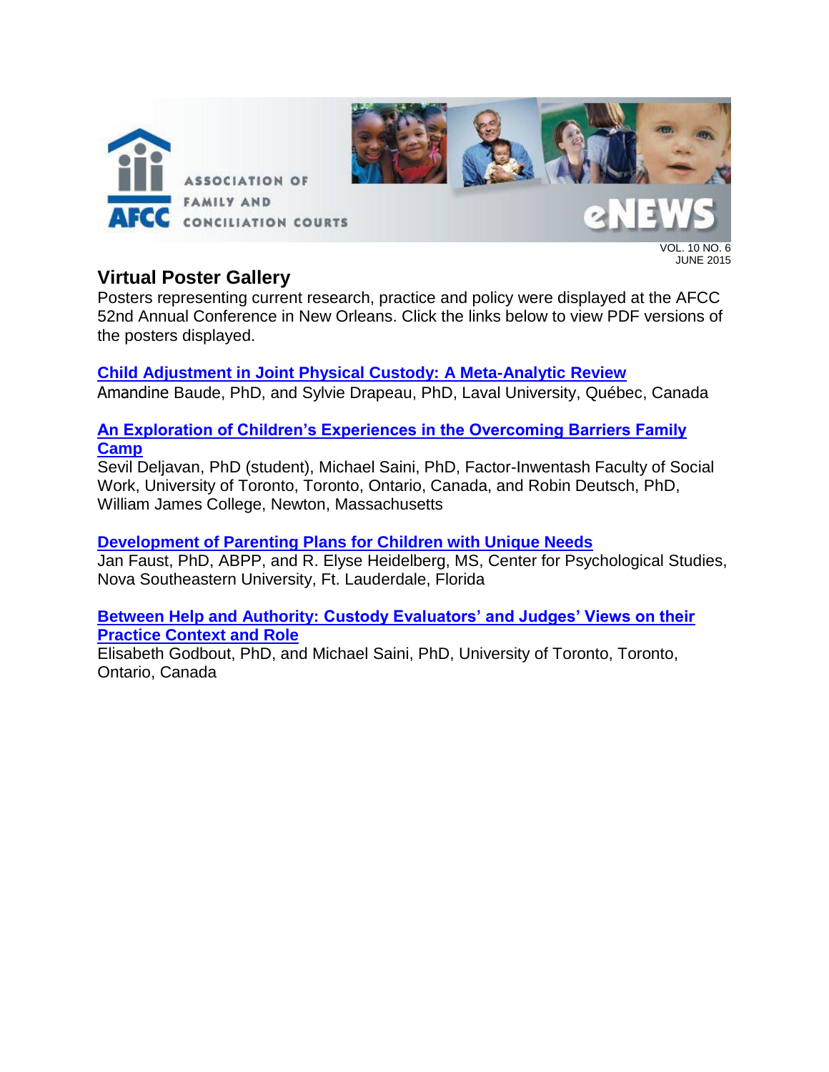## Virtual Poster Gallery

Posters representing current research, practice and policy were displayed at the AFCC 52nd Annual Conference in New Orleans. Click the links below to view PDF versions of the posters displayed.

**Child Adjustment in Joint Physical Custody: A Meta-Analytic Review**
Amandine Baude, PhD, and Sylvie Drapeau, PhD, Laval University, Québec, Canada

**An Exploration of Children's Experiences in the Overcoming Barriers Family Camp**
Sevil Deljavan, PhD (student), Michael Saini, PhD, Factor-Inwentash Faculty of Social Work, University of Toronto, Toronto, Ontario, Canada, and Robin Deutsch, PhD, William James College, Newton, Massachusetts

**Development of Parenting Plans for Children with Unique Needs**
Jan Faust, PhD, ABPP, and R. Elyse Heidelberg, MS, Center for Psychological Studies, Nova Southeastern University, Ft. Lauderdale, Florida

**Between Help and Authority: Custody Evaluators' and Judges' Views on their Practice Context and Role**
Elisabeth Godbout, PhD, and Michael Saini, PhD, University of Toronto, Toronto, Ontario, Canada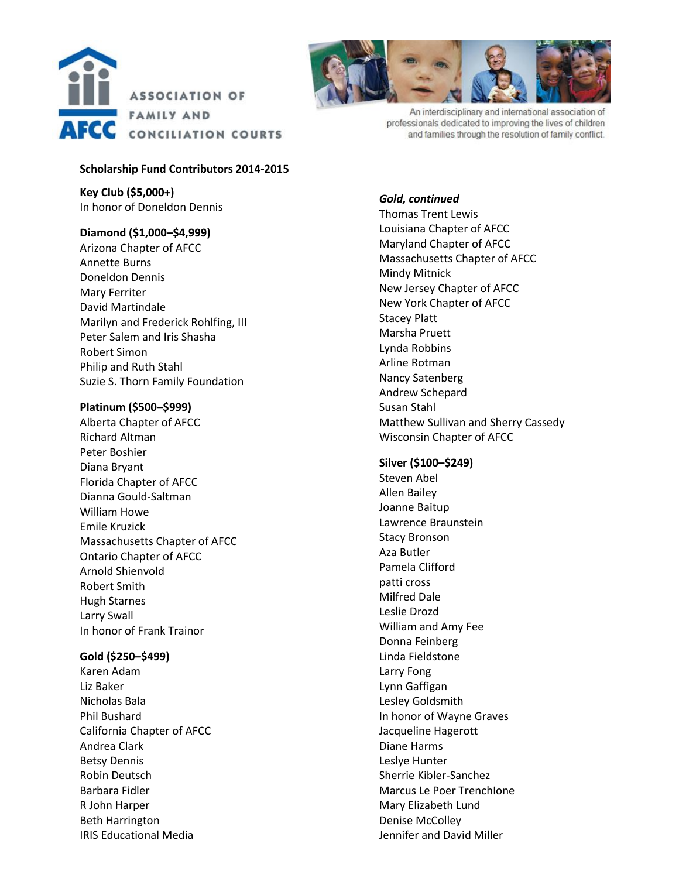ASSOCIATION OF FAMILY AND CONCILIATION COURTS

AFCC

An interdisciplinary and international association of professionals dedicated to improving the lives of children and families through the resolution of family conflict.

**Scholarship Fund Contributors 2014-2015**

**Key Club ($5,000+)**
In honor of Doneldon Dennis

**Diamond ($1,000–$4,999)**
Arizona Chapter of AFCC
Annette Burns
Doneldon Dennis
Mary Ferriter
David Martindale
Marilyn and Frederick Rohlfing, III
Peter Salem and Iris Shasha
Robert Simon
Philip and Ruth Stahl
Suzie S. Thorn Family Foundation

**Platinum ($500–$999)**
Alberta Chapter of AFCC
Richard Altman
Peter Boshier
Diana Bryant
Florida Chapter of AFCC
Dianna Gould-Saltman
William Howe
Emile Kruzick
Massachusetts Chapter of AFCC
Ontario Chapter of AFCC
Arnold Shienvold
Robert Smith
Hugh Starnes
Larry Swall
In honor of Frank Trainor

**Gold ($250–$499)**
Karen Adam
Liz Baker
Nicholas Bala
Phil Bushard
California Chapter of AFCC
Andrea Clark
Betsy Dennis
Robin Deutsch
Barbara Fidler
R John Harper
Beth Harrington
IRIS Educational Media

***Gold, continued***
Thomas Trent Lewis
Louisiana Chapter of AFCC
Maryland Chapter of AFCC
Massachusetts Chapter of AFCC
Mindy Mitnick
New Jersey Chapter of AFCC
New York Chapter of AFCC
Stacey Platt
Marsha Pruett
Lynda Robbins
Arline Rotman
Nancy Satenberg
Andrew Schepard
Susan Stahl
Matthew Sullivan and Sherry Cassedy
Wisconsin Chapter of AFCC

**Silver ($100–$249)**
Steven Abel
Allen Bailey
Joanne Baitup
Lawrence Braunstein
Stacy Bronson
Aza Butler
Pamela Clifford
patti cross
Milfred Dale
Leslie Drozd
William and Amy Fee
Donna Feinberg
Linda Fieldstone
Larry Fong
Lynn Gaffigan
Lesley Goldsmith
In honor of Wayne Graves
Jacqueline Hagerott
Diane Harms
Leslye Hunter
Sherrie Kibler-Sanchez
Marcus Le Poer Trenchlone
Mary Elizabeth Lund
Denise McColley
Jennifer and David Miller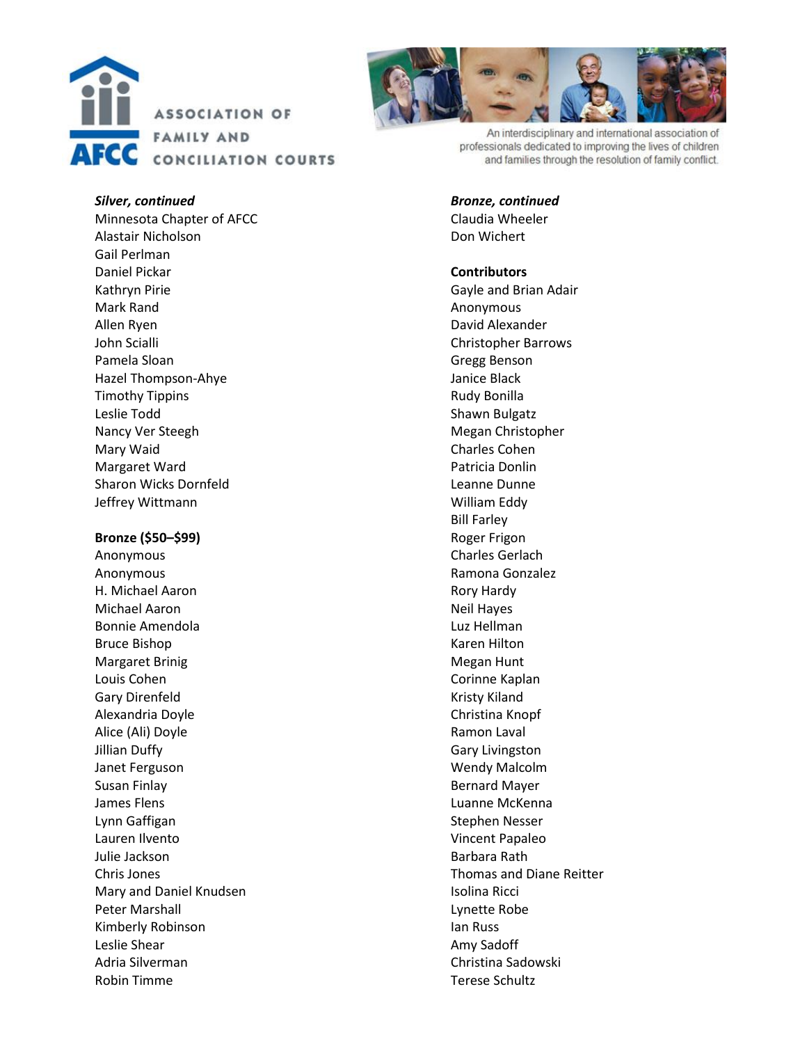***Silver, continued***

Minnesota Chapter of AFCC
Alastair Nicholson
Gail Perlman
Daniel Pickar
Kathryn Pirie
Mark Rand
Allen Ryen
John Scialli
Pamela Sloan
Hazel Thompson-Ahye
Timothy Tippins
Leslie Todd
Nancy Ver Steegh
Mary Waid
Margaret Ward
Sharon Wicks Dornfeld
Jeffrey Wittmann

**Bronze ($50–$99)**

Anonymous
Anonymous
H. Michael Aaron
Michael Aaron
Bonnie Amendola
Bruce Bishop
Margaret Brinig
Louis Cohen
Gary Direnfeld
Alexandria Doyle
Alice (Ali) Doyle
Jillian Duffy
Janet Ferguson
Susan Finlay
James Flens
Lynn Gaffigan
Lauren Ilvento
Julie Jackson
Chris Jones
Mary and Daniel Knudsen
Peter Marshall
Kimberly Robinson
Leslie Shear
Adria Silverman
Robin Timme

***Bronze, continued***

Claudia Wheeler
Don Wichert

**Contributors**

Gayle and Brian Adair
Anonymous
David Alexander
Christopher Barrows
Gregg Benson
Janice Black
Rudy Bonilla
Shawn Bulgatz
Megan Christopher
Charles Cohen
Patricia Donlin
Leanne Dunne
William Eddy
Bill Farley
Roger Frigon
Charles Gerlach
Ramona Gonzalez
Rory Hardy
Neil Hayes
Luz Hellman
Karen Hilton
Megan Hunt
Corinne Kaplan
Kristy Kiland
Christina Knopf
Ramon Laval
Gary Livingston
Wendy Malcolm
Bernard Mayer
Luanne McKenna
Stephen Nesser
Vincent Papaleo
Barbara Rath
Thomas and Diane Reitter
Isolina Ricci
Lynette Robe
Ian Russ
Amy Sadoff
Christina Sadowski
Terese Schultz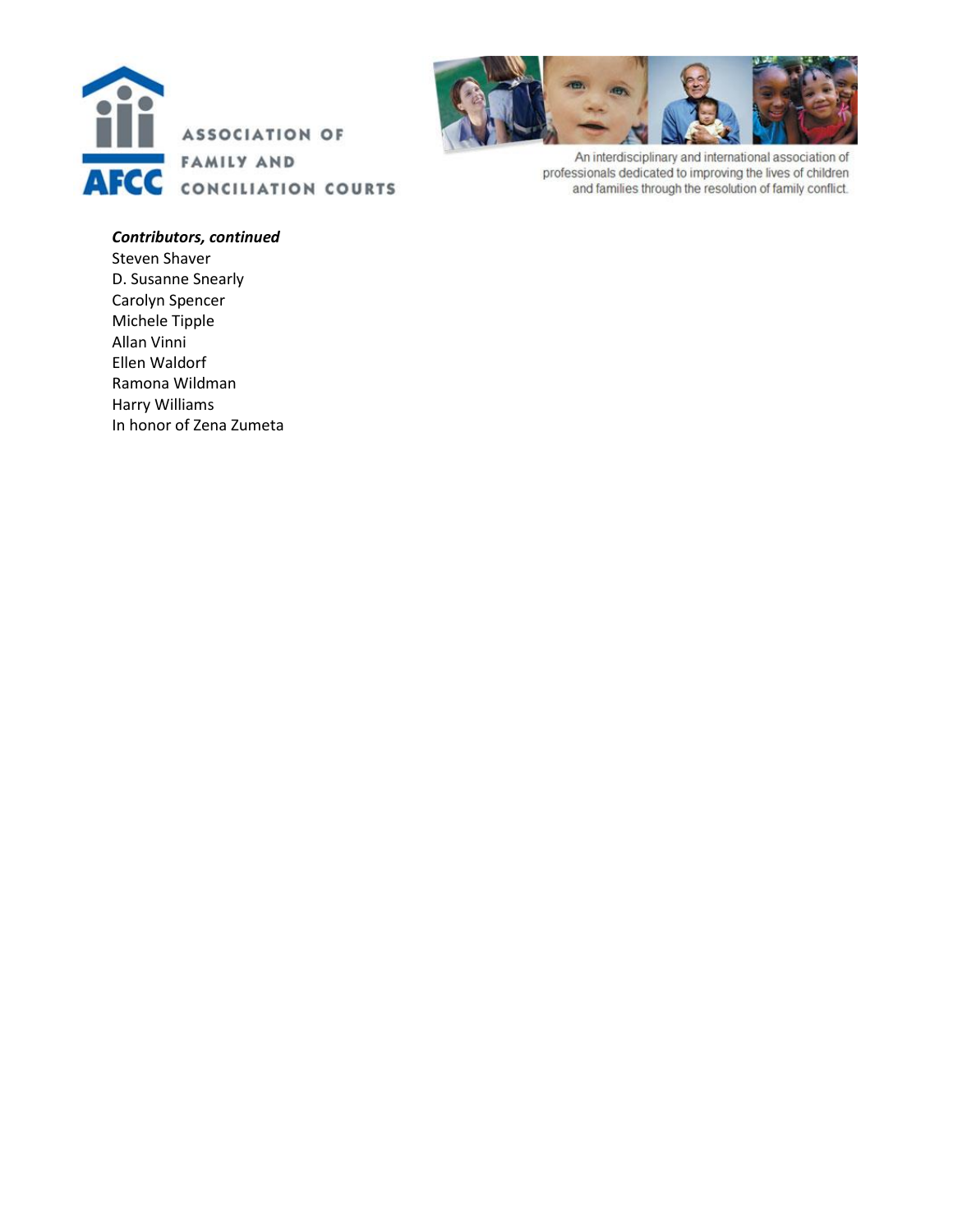**ASSOCIATION OF FAMILY AND CONCILIATION COURTS**

An interdisciplinary and international association of professionals dedicated to improving the lives of children and families through the resolution of family conflict.

***Contributors, continued***

Steven Shaver
D. Susanne Snearly
Carolyn Spencer
Michele Tipple
Allan Vinni
Ellen Waldorf
Ramona Wildman
Harry Williams
In honor of Zena Zumeta